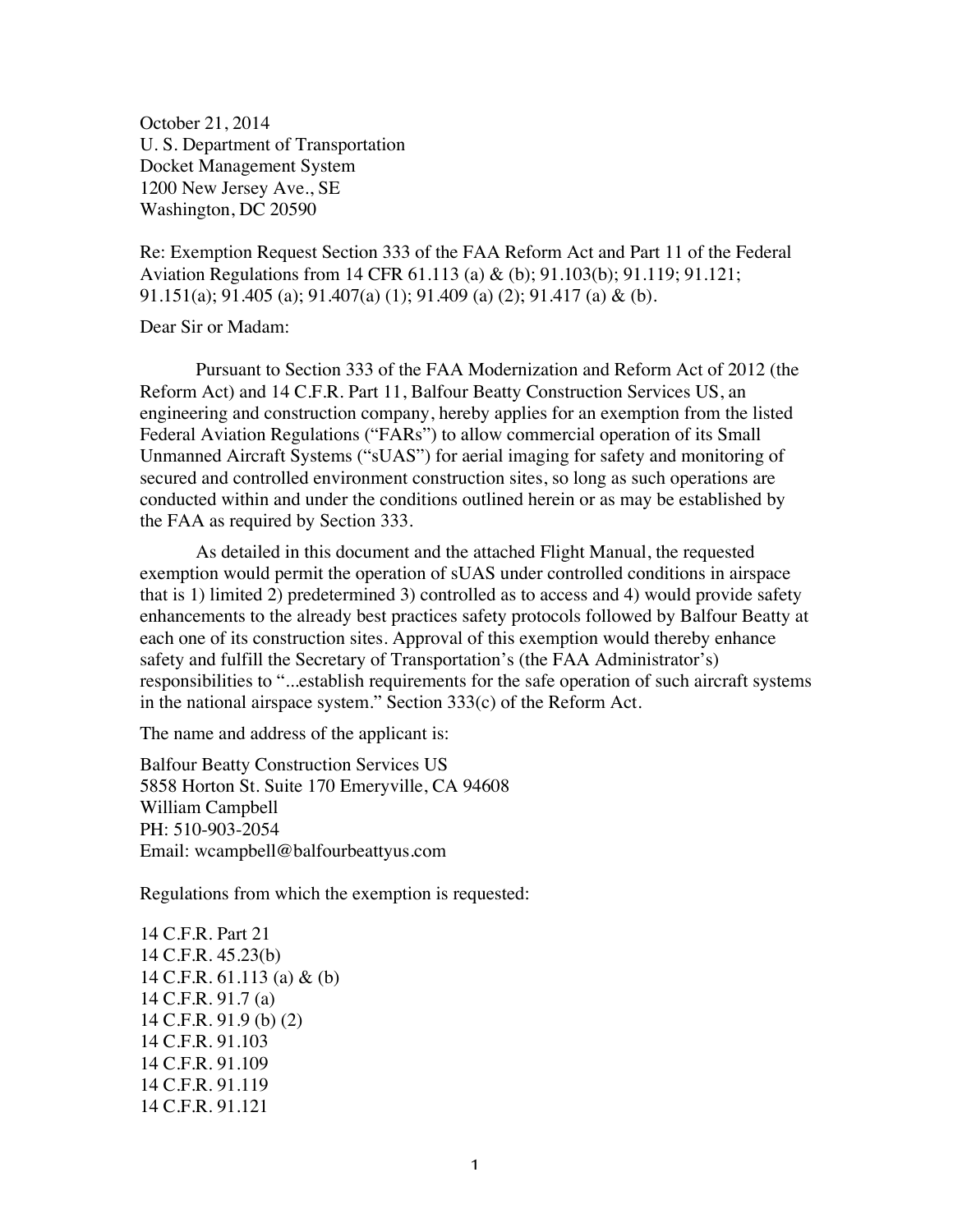October 21, 2014
U. S. Department of Transportation
Docket Management System
1200 New Jersey Ave., SE
Washington, DC 20590

Re: Exemption Request Section 333 of the FAA Reform Act and Part 11 of the Federal Aviation Regulations from 14 CFR 61.113 (a) & (b); 91.103(b); 91.119; 91.121; 91.151(a); 91.405 (a); 91.407(a) (1); 91.409 (a) (2); 91.417 (a) & (b).

Dear Sir or Madam:

Pursuant to Section 333 of the FAA Modernization and Reform Act of 2012 (the Reform Act) and 14 C.F.R. Part 11, Balfour Beatty Construction Services US, an engineering and construction company, hereby applies for an exemption from the listed Federal Aviation Regulations ("FARs") to allow commercial operation of its Small Unmanned Aircraft Systems ("sUAS") for aerial imaging for safety and monitoring of secured and controlled environment construction sites, so long as such operations are conducted within and under the conditions outlined herein or as may be established by the FAA as required by Section 333.

As detailed in this document and the attached Flight Manual, the requested exemption would permit the operation of sUAS under controlled conditions in airspace that is 1) limited 2) predetermined 3) controlled as to access and 4) would provide safety enhancements to the already best practices safety protocols followed by Balfour Beatty at each one of its construction sites. Approval of this exemption would thereby enhance safety and fulfill the Secretary of Transportation's (the FAA Administrator's) responsibilities to "...establish requirements for the safe operation of such aircraft systems in the national airspace system." Section 333(c) of the Reform Act.

The name and address of the applicant is:

Balfour Beatty Construction Services US
5858 Horton St. Suite 170 Emeryville, CA 94608
William Campbell
PH: 510-903-2054
Email: wcampbell@balfourbeattyus.com

Regulations from which the exemption is requested:

14 C.F.R. Part 21
14 C.F.R. 45.23(b)
14 C.F.R. 61.113 (a) & (b)
14 C.F.R. 91.7 (a)
14 C.F.R. 91.9 (b) (2)
14 C.F.R. 91.103
14 C.F.R. 91.109
14 C.F.R. 91.119
14 C.F.R. 91.121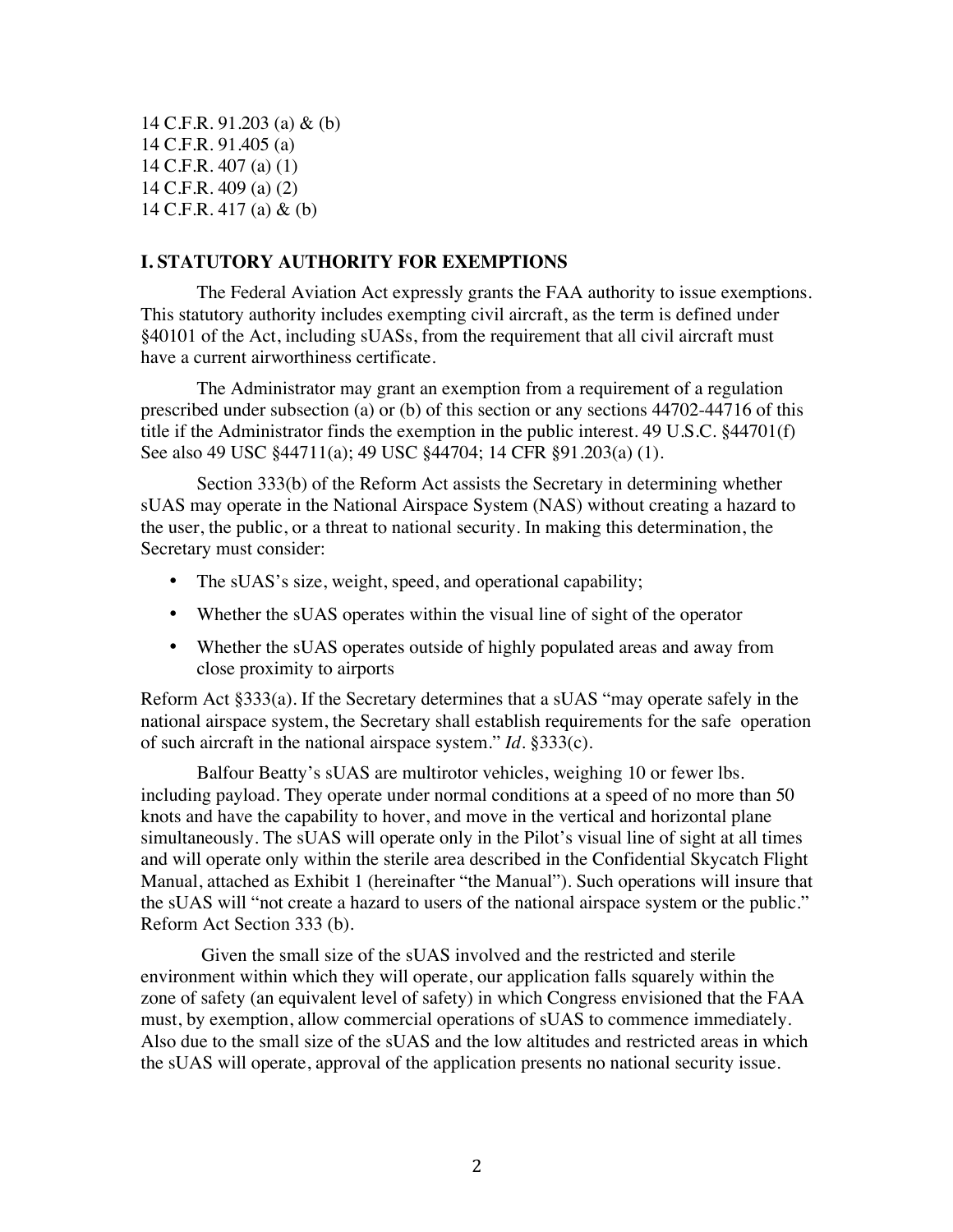14 C.F.R. 91.203 (a) & (b)
14 C.F.R. 91.405 (a)
14 C.F.R. 407 (a) (1)
14 C.F.R. 409 (a) (2)
14 C.F.R. 417 (a) & (b)

## I. STATUTORY AUTHORITY FOR EXEMPTIONS

The Federal Aviation Act expressly grants the FAA authority to issue exemptions. This statutory authority includes exempting civil aircraft, as the term is defined under §40101 of the Act, including sUASs, from the requirement that all civil aircraft must have a current airworthiness certificate.

The Administrator may grant an exemption from a requirement of a regulation prescribed under subsection (a) or (b) of this section or any sections 44702-44716 of this title if the Administrator finds the exemption in the public interest. 49 U.S.C. §44701(f) See also 49 USC §44711(a); 49 USC §44704; 14 CFR §91.203(a) (1).

Section 333(b) of the Reform Act assists the Secretary in determining whether sUAS may operate in the National Airspace System (NAS) without creating a hazard to the user, the public, or a threat to national security. In making this determination, the Secretary must consider:

- The sUAS's size, weight, speed, and operational capability;
- Whether the sUAS operates within the visual line of sight of the operator
- Whether the sUAS operates outside of highly populated areas and away from close proximity to airports

Reform Act §333(a). If the Secretary determines that a sUAS "may operate safely in the national airspace system, the Secretary shall establish requirements for the safe operation of such aircraft in the national airspace system." *Id.* §333(c).

Balfour Beatty's sUAS are multirotor vehicles, weighing 10 or fewer lbs. including payload. They operate under normal conditions at a speed of no more than 50 knots and have the capability to hover, and move in the vertical and horizontal plane simultaneously. The sUAS will operate only in the Pilot's visual line of sight at all times and will operate only within the sterile area described in the Confidential Skycatch Flight Manual, attached as Exhibit 1 (hereinafter "the Manual"). Such operations will insure that the sUAS will "not create a hazard to users of the national airspace system or the public." Reform Act Section 333 (b).

Given the small size of the sUAS involved and the restricted and sterile environment within which they will operate, our application falls squarely within the zone of safety (an equivalent level of safety) in which Congress envisioned that the FAA must, by exemption, allow commercial operations of sUAS to commence immediately. Also due to the small size of the sUAS and the low altitudes and restricted areas in which the sUAS will operate, approval of the application presents no national security issue.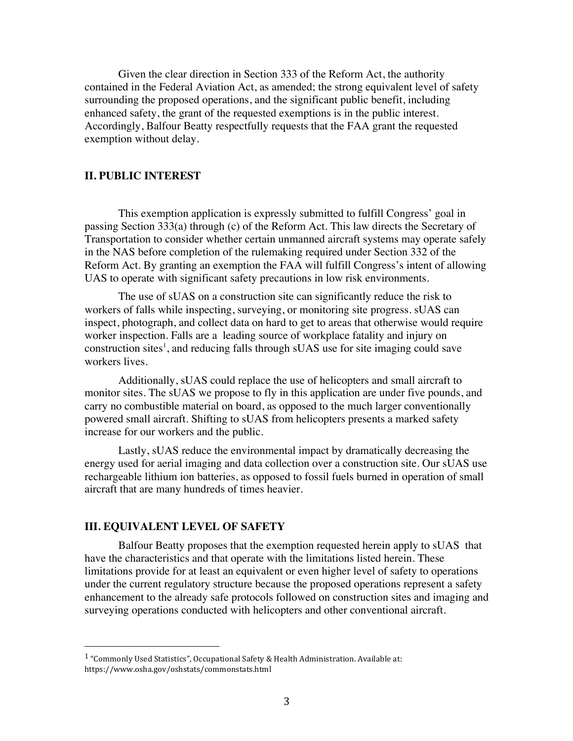Given the clear direction in Section 333 of the Reform Act, the authority contained in the Federal Aviation Act, as amended; the strong equivalent level of safety surrounding the proposed operations, and the significant public benefit, including enhanced safety, the grant of the requested exemptions is in the public interest. Accordingly, Balfour Beatty respectfully requests that the FAA grant the requested exemption without delay.

## II. PUBLIC INTEREST

This exemption application is expressly submitted to fulfill Congress' goal in passing Section 333(a) through (c) of the Reform Act. This law directs the Secretary of Transportation to consider whether certain unmanned aircraft systems may operate safely in the NAS before completion of the rulemaking required under Section 332 of the Reform Act. By granting an exemption the FAA will fulfill Congress's intent of allowing UAS to operate with significant safety precautions in low risk environments.

The use of sUAS on a construction site can significantly reduce the risk to workers of falls while inspecting, surveying, or monitoring site progress. sUAS can inspect, photograph, and collect data on hard to get to areas that otherwise would require worker inspection. Falls are a leading source of workplace fatality and injury on construction sites[1], and reducing falls through sUAS use for site imaging could save workers lives.

Additionally, sUAS could replace the use of helicopters and small aircraft to monitor sites. The sUAS we propose to fly in this application are under five pounds, and carry no combustible material on board, as opposed to the much larger conventionally powered small aircraft. Shifting to sUAS from helicopters presents a marked safety increase for our workers and the public.

Lastly, sUAS reduce the environmental impact by dramatically decreasing the energy used for aerial imaging and data collection over a construction site. Our sUAS use rechargeable lithium ion batteries, as opposed to fossil fuels burned in operation of small aircraft that are many hundreds of times heavier.

## III. EQUIVALENT LEVEL OF SAFETY

Balfour Beatty proposes that the exemption requested herein apply to sUAS that have the characteristics and that operate with the limitations listed herein. These limitations provide for at least an equivalent or even higher level of safety to operations under the current regulatory structure because the proposed operations represent a safety enhancement to the already safe protocols followed on construction sites and imaging and surveying operations conducted with helicopters and other conventional aircraft.

---

[1] "Commonly Used Statistics", Occupational Safety & Health Administration. Available at: https://www.osha.gov/oshstats/commonstats.html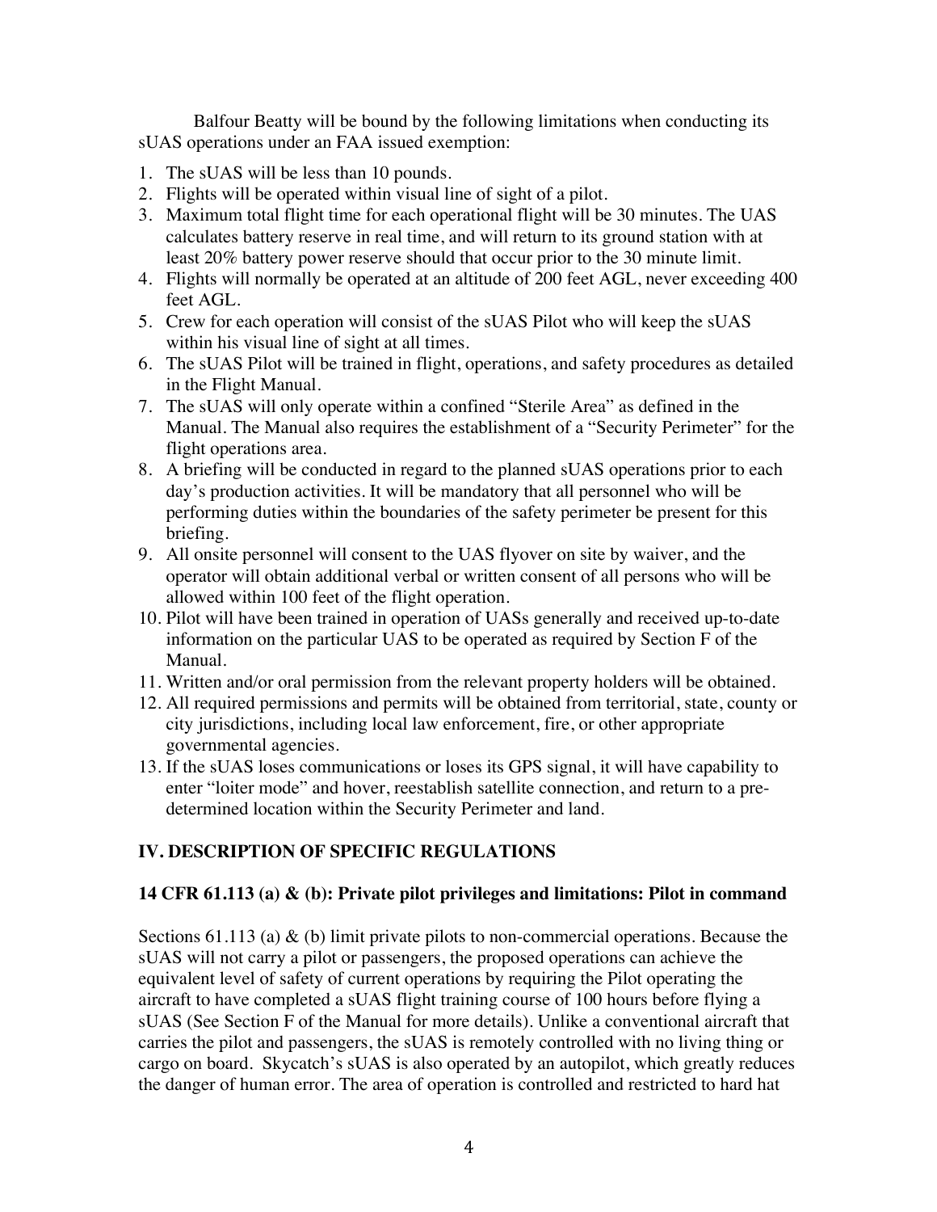Balfour Beatty will be bound by the following limitations when conducting its sUAS operations under an FAA issued exemption:

1. The sUAS will be less than 10 pounds.
2. Flights will be operated within visual line of sight of a pilot.
3. Maximum total flight time for each operational flight will be 30 minutes. The UAS calculates battery reserve in real time, and will return to its ground station with at least 20% battery power reserve should that occur prior to the 30 minute limit.
4. Flights will normally be operated at an altitude of 200 feet AGL, never exceeding 400 feet AGL.
5. Crew for each operation will consist of the sUAS Pilot who will keep the sUAS within his visual line of sight at all times.
6. The sUAS Pilot will be trained in flight, operations, and safety procedures as detailed in the Flight Manual.
7. The sUAS will only operate within a confined "Sterile Area" as defined in the Manual. The Manual also requires the establishment of a "Security Perimeter" for the flight operations area.
8. A briefing will be conducted in regard to the planned sUAS operations prior to each day's production activities. It will be mandatory that all personnel who will be performing duties within the boundaries of the safety perimeter be present for this briefing.
9. All onsite personnel will consent to the UAS flyover on site by waiver, and the operator will obtain additional verbal or written consent of all persons who will be allowed within 100 feet of the flight operation.
10. Pilot will have been trained in operation of UASs generally and received up-to-date information on the particular UAS to be operated as required by Section F of the Manual.
11. Written and/or oral permission from the relevant property holders will be obtained.
12. All required permissions and permits will be obtained from territorial, state, county or city jurisdictions, including local law enforcement, fire, or other appropriate governmental agencies.
13. If the sUAS loses communications or loses its GPS signal, it will have capability to enter "loiter mode" and hover, reestablish satellite connection, and return to a pre-determined location within the Security Perimeter and land.

## IV. DESCRIPTION OF SPECIFIC REGULATIONS

### 14 CFR 61.113 (a) & (b): Private pilot privileges and limitations: Pilot in command

Sections 61.113 (a) & (b) limit private pilots to non-commercial operations. Because the sUAS will not carry a pilot or passengers, the proposed operations can achieve the equivalent level of safety of current operations by requiring the Pilot operating the aircraft to have completed a sUAS flight training course of 100 hours before flying a sUAS (See Section F of the Manual for more details). Unlike a conventional aircraft that carries the pilot and passengers, the sUAS is remotely controlled with no living thing or cargo on board. Skycatch's sUAS is also operated by an autopilot, which greatly reduces the danger of human error. The area of operation is controlled and restricted to hard hat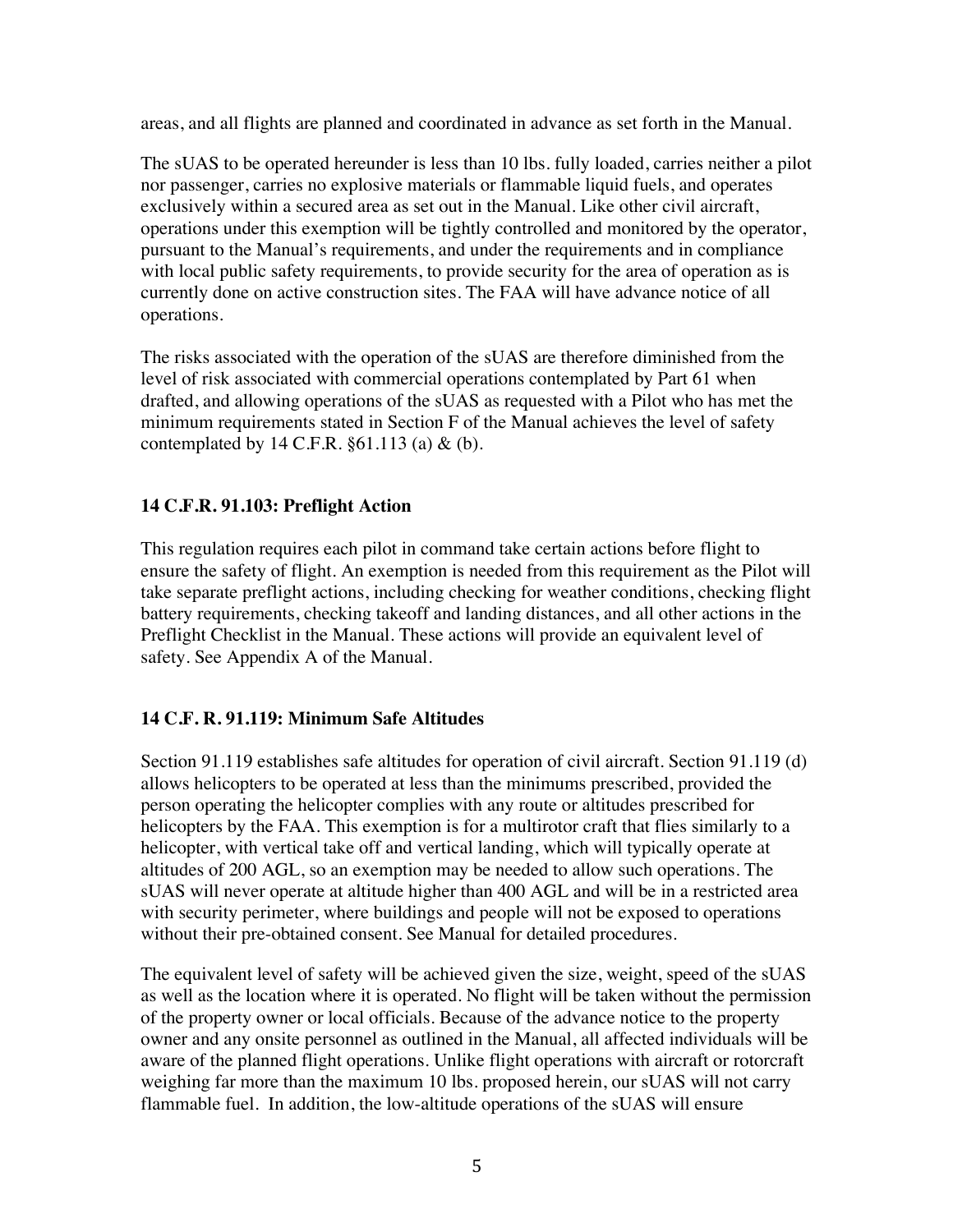areas, and all flights are planned and coordinated in advance as set forth in the Manual.

The sUAS to be operated hereunder is less than 10 lbs. fully loaded, carries neither a pilot nor passenger, carries no explosive materials or flammable liquid fuels, and operates exclusively within a secured area as set out in the Manual. Like other civil aircraft, operations under this exemption will be tightly controlled and monitored by the operator, pursuant to the Manual's requirements, and under the requirements and in compliance with local public safety requirements, to provide security for the area of operation as is currently done on active construction sites. The FAA will have advance notice of all operations.

The risks associated with the operation of the sUAS are therefore diminished from the level of risk associated with commercial operations contemplated by Part 61 when drafted, and allowing operations of the sUAS as requested with a Pilot who has met the minimum requirements stated in Section F of the Manual achieves the level of safety contemplated by 14 C.F.R. §61.113 (a) & (b).

**14 C.F.R. 91.103: Preflight Action**

This regulation requires each pilot in command take certain actions before flight to ensure the safety of flight. An exemption is needed from this requirement as the Pilot will take separate preflight actions, including checking for weather conditions, checking flight battery requirements, checking takeoff and landing distances, and all other actions in the Preflight Checklist in the Manual. These actions will provide an equivalent level of safety. See Appendix A of the Manual.

**14 C.F. R. 91.119: Minimum Safe Altitudes**

Section 91.119 establishes safe altitudes for operation of civil aircraft. Section 91.119 (d) allows helicopters to be operated at less than the minimums prescribed, provided the person operating the helicopter complies with any route or altitudes prescribed for helicopters by the FAA. This exemption is for a multirotor craft that flies similarly to a helicopter, with vertical take off and vertical landing, which will typically operate at altitudes of 200 AGL, so an exemption may be needed to allow such operations. The sUAS will never operate at altitude higher than 400 AGL and will be in a restricted area with security perimeter, where buildings and people will not be exposed to operations without their pre-obtained consent. See Manual for detailed procedures.

The equivalent level of safety will be achieved given the size, weight, speed of the sUAS as well as the location where it is operated. No flight will be taken without the permission of the property owner or local officials. Because of the advance notice to the property owner and any onsite personnel as outlined in the Manual, all affected individuals will be aware of the planned flight operations. Unlike flight operations with aircraft or rotorcraft weighing far more than the maximum 10 lbs. proposed herein, our sUAS will not carry flammable fuel. In addition, the low-altitude operations of the sUAS will ensure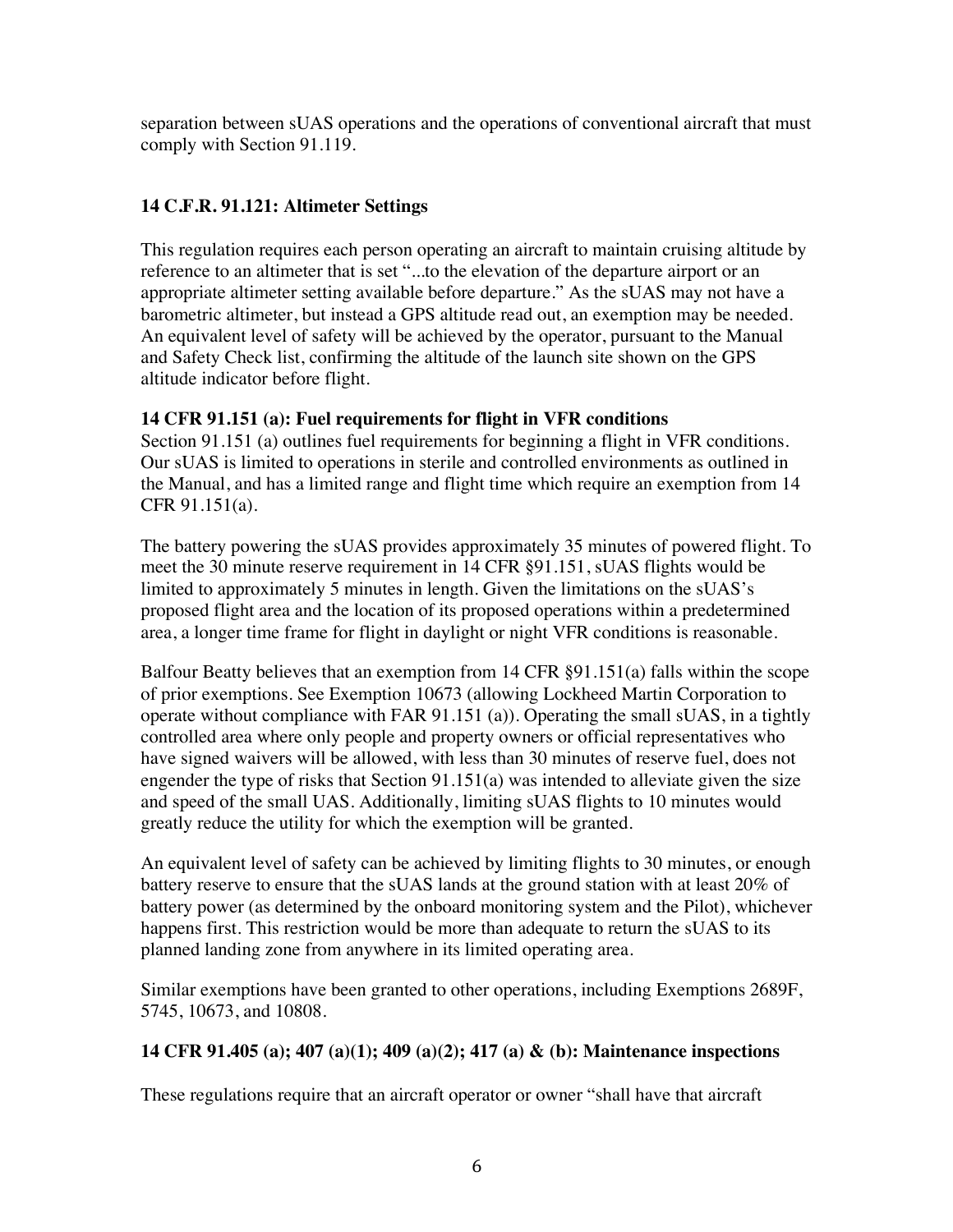separation between sUAS operations and the operations of conventional aircraft that must comply with Section 91.119.

### 14 C.F.R. 91.121: Altimeter Settings

This regulation requires each person operating an aircraft to maintain cruising altitude by reference to an altimeter that is set "...to the elevation of the departure airport or an appropriate altimeter setting available before departure." As the sUAS may not have a barometric altimeter, but instead a GPS altitude read out, an exemption may be needed. An equivalent level of safety will be achieved by the operator, pursuant to the Manual and Safety Check list, confirming the altitude of the launch site shown on the GPS altitude indicator before flight.

### 14 CFR 91.151 (a): Fuel requirements for flight in VFR conditions

Section 91.151 (a) outlines fuel requirements for beginning a flight in VFR conditions. Our sUAS is limited to operations in sterile and controlled environments as outlined in the Manual, and has a limited range and flight time which require an exemption from 14 CFR 91.151(a).

The battery powering the sUAS provides approximately 35 minutes of powered flight. To meet the 30 minute reserve requirement in 14 CFR §91.151, sUAS flights would be limited to approximately 5 minutes in length. Given the limitations on the sUAS's proposed flight area and the location of its proposed operations within a predetermined area, a longer time frame for flight in daylight or night VFR conditions is reasonable.

Balfour Beatty believes that an exemption from 14 CFR §91.151(a) falls within the scope of prior exemptions. See Exemption 10673 (allowing Lockheed Martin Corporation to operate without compliance with FAR 91.151 (a)). Operating the small sUAS, in a tightly controlled area where only people and property owners or official representatives who have signed waivers will be allowed, with less than 30 minutes of reserve fuel, does not engender the type of risks that Section 91.151(a) was intended to alleviate given the size and speed of the small UAS. Additionally, limiting sUAS flights to 10 minutes would greatly reduce the utility for which the exemption will be granted.

An equivalent level of safety can be achieved by limiting flights to 30 minutes, or enough battery reserve to ensure that the sUAS lands at the ground station with at least 20% of battery power (as determined by the onboard monitoring system and the Pilot), whichever happens first. This restriction would be more than adequate to return the sUAS to its planned landing zone from anywhere in its limited operating area.

Similar exemptions have been granted to other operations, including Exemptions 2689F, 5745, 10673, and 10808.

### 14 CFR 91.405 (a); 407 (a)(1); 409 (a)(2); 417 (a) & (b): Maintenance inspections

These regulations require that an aircraft operator or owner "shall have that aircraft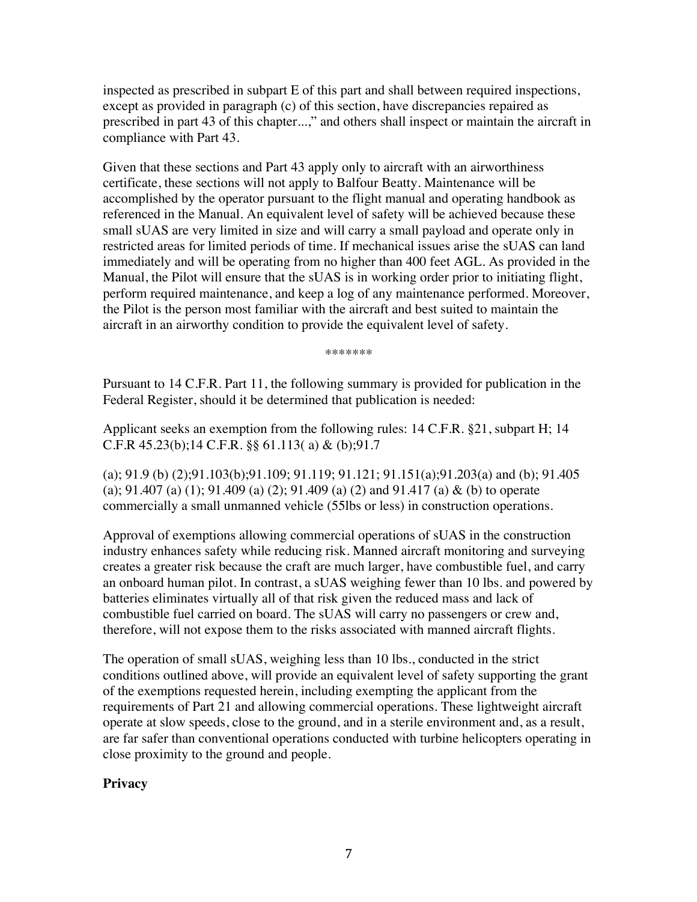inspected as prescribed in subpart E of this part and shall between required inspections, except as provided in paragraph (c) of this section, have discrepancies repaired as prescribed in part 43 of this chapter...," and others shall inspect or maintain the aircraft in compliance with Part 43.

Given that these sections and Part 43 apply only to aircraft with an airworthiness certificate, these sections will not apply to Balfour Beatty. Maintenance will be accomplished by the operator pursuant to the flight manual and operating handbook as referenced in the Manual. An equivalent level of safety will be achieved because these small sUAS are very limited in size and will carry a small payload and operate only in restricted areas for limited periods of time. If mechanical issues arise the sUAS can land immediately and will be operating from no higher than 400 feet AGL. As provided in the Manual, the Pilot will ensure that the sUAS is in working order prior to initiating flight, perform required maintenance, and keep a log of any maintenance performed. Moreover, the Pilot is the person most familiar with the aircraft and best suited to maintain the aircraft in an airworthy condition to provide the equivalent level of safety.

*******

Pursuant to 14 C.F.R. Part 11, the following summary is provided for publication in the Federal Register, should it be determined that publication is needed:

Applicant seeks an exemption from the following rules: 14 C.F.R. §21, subpart H; 14 C.F.R 45.23(b);14 C.F.R. §§ 61.113( a) & (b);91.7

(a); 91.9 (b) (2);91.103(b);91.109; 91.119; 91.121; 91.151(a);91.203(a) and (b); 91.405 (a); 91.407 (a) (1); 91.409 (a) (2); 91.409 (a) (2) and 91.417 (a) & (b) to operate commercially a small unmanned vehicle (55lbs or less) in construction operations.

Approval of exemptions allowing commercial operations of sUAS in the construction industry enhances safety while reducing risk. Manned aircraft monitoring and surveying creates a greater risk because the craft are much larger, have combustible fuel, and carry an onboard human pilot. In contrast, a sUAS weighing fewer than 10 lbs. and powered by batteries eliminates virtually all of that risk given the reduced mass and lack of combustible fuel carried on board. The sUAS will carry no passengers or crew and, therefore, will not expose them to the risks associated with manned aircraft flights.

The operation of small sUAS, weighing less than 10 lbs., conducted in the strict conditions outlined above, will provide an equivalent level of safety supporting the grant of the exemptions requested herein, including exempting the applicant from the requirements of Part 21 and allowing commercial operations. These lightweight aircraft operate at slow speeds, close to the ground, and in a sterile environment and, as a result, are far safer than conventional operations conducted with turbine helicopters operating in close proximity to the ground and people.

**Privacy**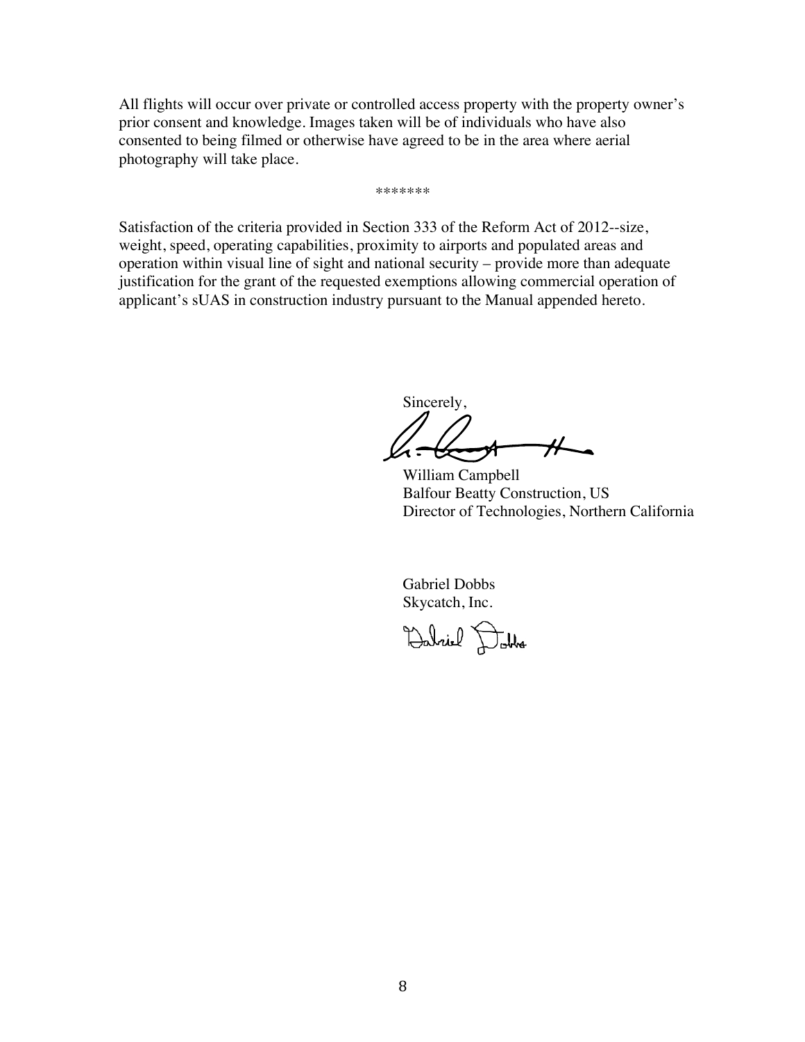All flights will occur over private or controlled access property with the property owner's prior consent and knowledge. Images taken will be of individuals who have also consented to being filmed or otherwise have agreed to be in the area where aerial photography will take place.

*******

Satisfaction of the criteria provided in Section 333 of the Reform Act of 2012--size, weight, speed, operating capabilities, proximity to airports and populated areas and operation within visual line of sight and national security – provide more than adequate justification for the grant of the requested exemptions allowing commercial operation of applicant's sUAS in construction industry pursuant to the Manual appended hereto.

Sincerely,

William Campbell
Balfour Beatty Construction, US
Director of Technologies, Northern California

Gabriel Dobbs
Skycatch, Inc.